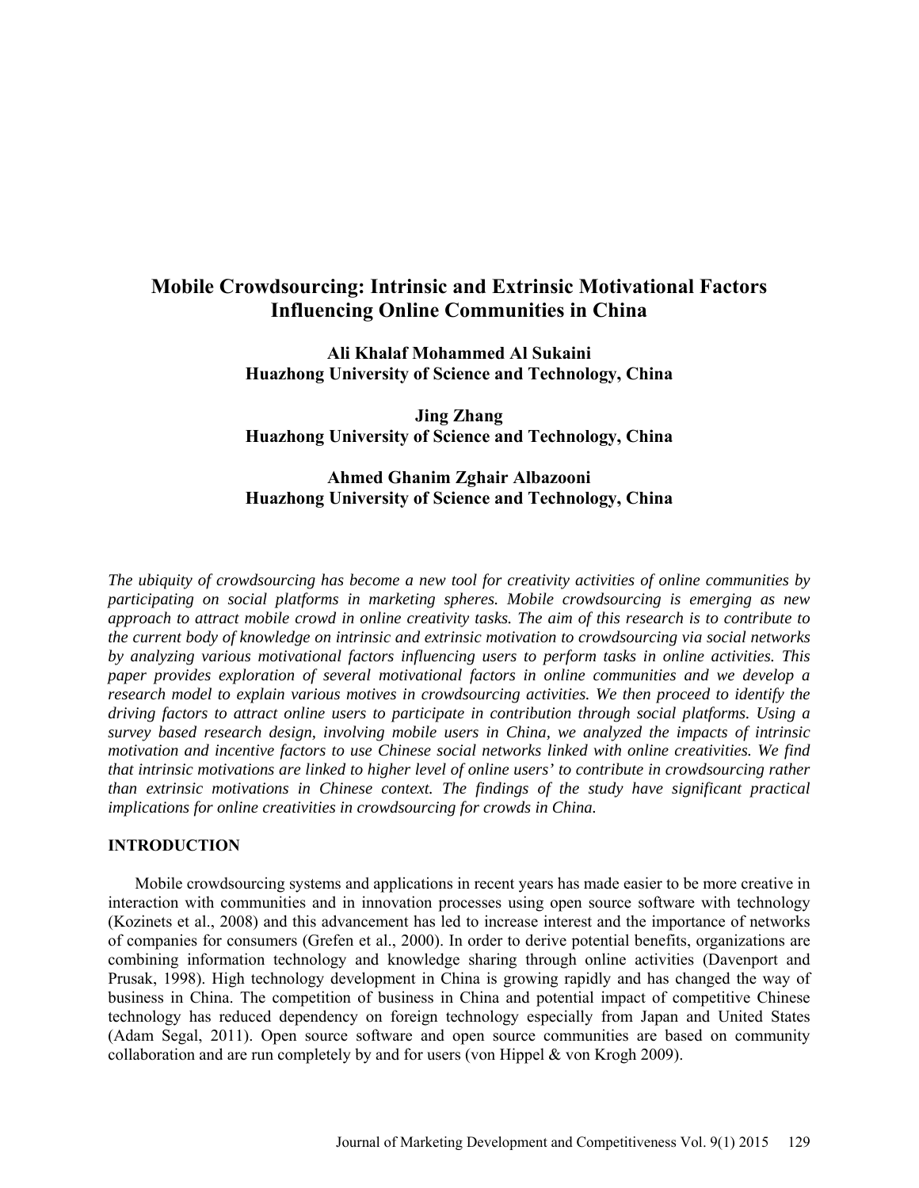# Mobile Crowdsourcing: Intrinsic and Extrinsic Motivational Factors Influencing Online Communities in China

**Ali Khalaf Mohammed Al Sukaini**
**Huazhong University of Science and Technology, China**

**Jing Zhang**
**Huazhong University of Science and Technology, China**

**Ahmed Ghanim Zghair Albazooni**
**Huazhong University of Science and Technology, China**

*The ubiquity of crowdsourcing has become a new tool for creativity activities of online communities by participating on social platforms in marketing spheres. Mobile crowdsourcing is emerging as new approach to attract mobile crowd in online creativity tasks. The aim of this research is to contribute to the current body of knowledge on intrinsic and extrinsic motivation to crowdsourcing via social networks by analyzing various motivational factors influencing users to perform tasks in online activities. This paper provides exploration of several motivational factors in online communities and we develop a research model to explain various motives in crowdsourcing activities. We then proceed to identify the driving factors to attract online users to participate in contribution through social platforms. Using a survey based research design, involving mobile users in China, we analyzed the impacts of intrinsic motivation and incentive factors to use Chinese social networks linked with online creativities. We find that intrinsic motivations are linked to higher level of online users' to contribute in crowdsourcing rather than extrinsic motivations in Chinese context. The findings of the study have significant practical implications for online creativities in crowdsourcing for crowds in China.*

## INTRODUCTION

Mobile crowdsourcing systems and applications in recent years has made easier to be more creative in interaction with communities and in innovation processes using open source software with technology (Kozinets et al., 2008) and this advancement has led to increase interest and the importance of networks of companies for consumers (Grefen et al., 2000). In order to derive potential benefits, organizations are combining information technology and knowledge sharing through online activities (Davenport and Prusak, 1998). High technology development in China is growing rapidly and has changed the way of business in China. The competition of business in China and potential impact of competitive Chinese technology has reduced dependency on foreign technology especially from Japan and United States (Adam Segal, 2011). Open source software and open source communities are based on community collaboration and are run completely by and for users (von Hippel & von Krogh 2009).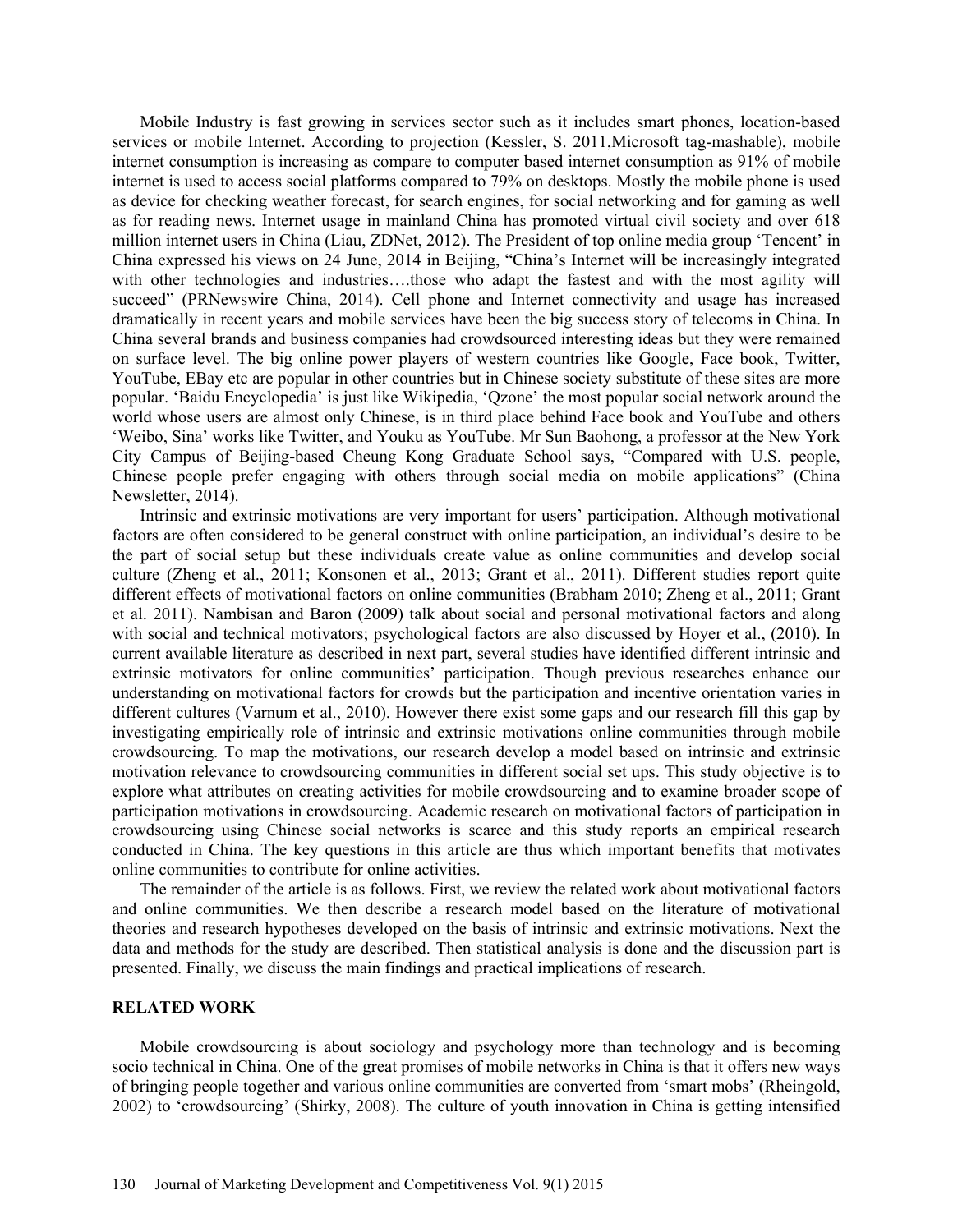Mobile Industry is fast growing in services sector such as it includes smart phones, location-based services or mobile Internet. According to projection (Kessler, S. 2011,Microsoft tag-mashable), mobile internet consumption is increasing as compare to computer based internet consumption as 91% of mobile internet is used to access social platforms compared to 79% on desktops. Mostly the mobile phone is used as device for checking weather forecast, for search engines, for social networking and for gaming as well as for reading news. Internet usage in mainland China has promoted virtual civil society and over 618 million internet users in China (Liau, ZDNet, 2012). The President of top online media group 'Tencent' in China expressed his views on 24 June, 2014 in Beijing, "China's Internet will be increasingly integrated with other technologies and industries….those who adapt the fastest and with the most agility will succeed" (PRNewswire China, 2014). Cell phone and Internet connectivity and usage has increased dramatically in recent years and mobile services have been the big success story of telecoms in China. In China several brands and business companies had crowdsourced interesting ideas but they were remained on surface level. The big online power players of western countries like Google, Face book, Twitter, YouTube, EBay etc are popular in other countries but in Chinese society substitute of these sites are more popular. 'Baidu Encyclopedia' is just like Wikipedia, 'Qzone' the most popular social network around the world whose users are almost only Chinese, is in third place behind Face book and YouTube and others 'Weibo, Sina' works like Twitter, and Youku as YouTube. Mr Sun Baohong, a professor at the New York City Campus of Beijing-based Cheung Kong Graduate School says, "Compared with U.S. people, Chinese people prefer engaging with others through social media on mobile applications" (China Newsletter, 2014).

Intrinsic and extrinsic motivations are very important for users' participation. Although motivational factors are often considered to be general construct with online participation, an individual's desire to be the part of social setup but these individuals create value as online communities and develop social culture (Zheng et al., 2011; Konsonen et al., 2013; Grant et al., 2011). Different studies report quite different effects of motivational factors on online communities (Brabham 2010; Zheng et al., 2011; Grant et al. 2011). Nambisan and Baron (2009) talk about social and personal motivational factors and along with social and technical motivators; psychological factors are also discussed by Hoyer et al., (2010). In current available literature as described in next part, several studies have identified different intrinsic and extrinsic motivators for online communities' participation. Though previous researches enhance our understanding on motivational factors for crowds but the participation and incentive orientation varies in different cultures (Varnum et al., 2010). However there exist some gaps and our research fill this gap by investigating empirically role of intrinsic and extrinsic motivations online communities through mobile crowdsourcing. To map the motivations, our research develop a model based on intrinsic and extrinsic motivation relevance to crowdsourcing communities in different social set ups. This study objective is to explore what attributes on creating activities for mobile crowdsourcing and to examine broader scope of participation motivations in crowdsourcing. Academic research on motivational factors of participation in crowdsourcing using Chinese social networks is scarce and this study reports an empirical research conducted in China. The key questions in this article are thus which important benefits that motivates online communities to contribute for online activities.

The remainder of the article is as follows. First, we review the related work about motivational factors and online communities. We then describe a research model based on the literature of motivational theories and research hypotheses developed on the basis of intrinsic and extrinsic motivations. Next the data and methods for the study are described. Then statistical analysis is done and the discussion part is presented. Finally, we discuss the main findings and practical implications of research.

## RELATED WORK

Mobile crowdsourcing is about sociology and psychology more than technology and is becoming socio technical in China. One of the great promises of mobile networks in China is that it offers new ways of bringing people together and various online communities are converted from 'smart mobs' (Rheingold, 2002) to 'crowdsourcing' (Shirky, 2008). The culture of youth innovation in China is getting intensified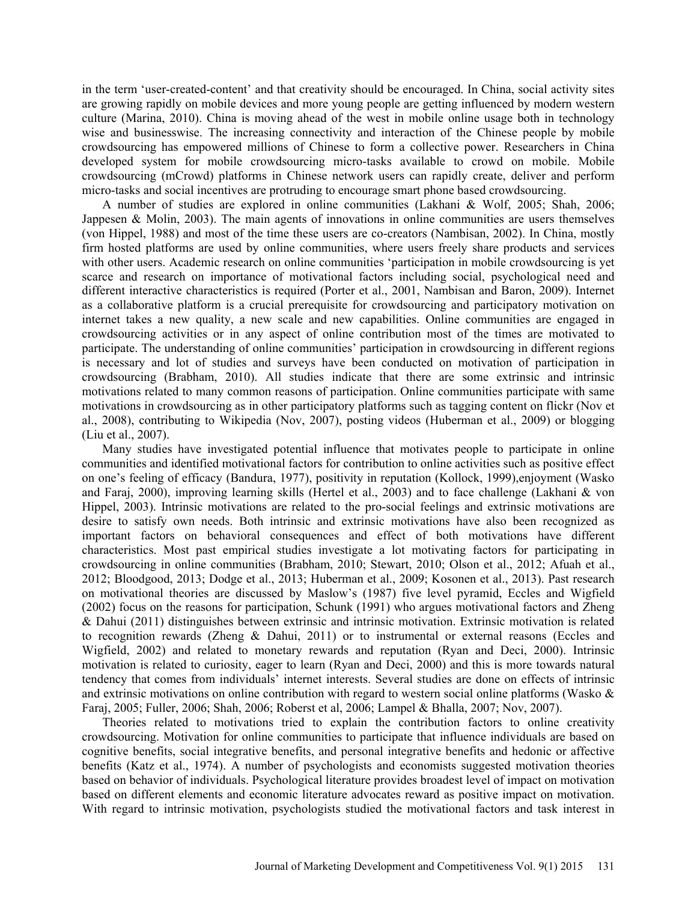in the term 'user-created-content' and that creativity should be encouraged. In China, social activity sites are growing rapidly on mobile devices and more young people are getting influenced by modern western culture (Marina, 2010). China is moving ahead of the west in mobile online usage both in technology wise and businesswise. The increasing connectivity and interaction of the Chinese people by mobile crowdsourcing has empowered millions of Chinese to form a collective power. Researchers in China developed system for mobile crowdsourcing micro-tasks available to crowd on mobile. Mobile crowdsourcing (mCrowd) platforms in Chinese network users can rapidly create, deliver and perform micro-tasks and social incentives are protruding to encourage smart phone based crowdsourcing.

A number of studies are explored in online communities (Lakhani & Wolf, 2005; Shah, 2006; Jappesen & Molin, 2003). The main agents of innovations in online communities are users themselves (von Hippel, 1988) and most of the time these users are co-creators (Nambisan, 2002). In China, mostly firm hosted platforms are used by online communities, where users freely share products and services with other users. Academic research on online communities 'participation in mobile crowdsourcing is yet scarce and research on importance of motivational factors including social, psychological need and different interactive characteristics is required (Porter et al., 2001, Nambisan and Baron, 2009). Internet as a collaborative platform is a crucial prerequisite for crowdsourcing and participatory motivation on internet takes a new quality, a new scale and new capabilities. Online communities are engaged in crowdsourcing activities or in any aspect of online contribution most of the times are motivated to participate. The understanding of online communities' participation in crowdsourcing in different regions is necessary and lot of studies and surveys have been conducted on motivation of participation in crowdsourcing (Brabham, 2010). All studies indicate that there are some extrinsic and intrinsic motivations related to many common reasons of participation. Online communities participate with same motivations in crowdsourcing as in other participatory platforms such as tagging content on flickr (Nov et al., 2008), contributing to Wikipedia (Nov, 2007), posting videos (Huberman et al., 2009) or blogging (Liu et al., 2007).

Many studies have investigated potential influence that motivates people to participate in online communities and identified motivational factors for contribution to online activities such as positive effect on one's feeling of efficacy (Bandura, 1977), positivity in reputation (Kollock, 1999),enjoyment (Wasko and Faraj, 2000), improving learning skills (Hertel et al., 2003) and to face challenge (Lakhani & von Hippel, 2003). Intrinsic motivations are related to the pro-social feelings and extrinsic motivations are desire to satisfy own needs. Both intrinsic and extrinsic motivations have also been recognized as important factors on behavioral consequences and effect of both motivations have different characteristics. Most past empirical studies investigate a lot motivating factors for participating in crowdsourcing in online communities (Brabham, 2010; Stewart, 2010; Olson et al., 2012; Afuah et al., 2012; Bloodgood, 2013; Dodge et al., 2013; Huberman et al., 2009; Kosonen et al., 2013). Past research on motivational theories are discussed by Maslow's (1987) five level pyramid, Eccles and Wigfield (2002) focus on the reasons for participation, Schunk (1991) who argues motivational factors and Zheng & Dahui (2011) distinguishes between extrinsic and intrinsic motivation. Extrinsic motivation is related to recognition rewards (Zheng & Dahui, 2011) or to instrumental or external reasons (Eccles and Wigfield, 2002) and related to monetary rewards and reputation (Ryan and Deci, 2000). Intrinsic motivation is related to curiosity, eager to learn (Ryan and Deci, 2000) and this is more towards natural tendency that comes from individuals' internet interests. Several studies are done on effects of intrinsic and extrinsic motivations on online contribution with regard to western social online platforms (Wasko & Faraj, 2005; Fuller, 2006; Shah, 2006; Roberst et al, 2006; Lampel & Bhalla, 2007; Nov, 2007).

Theories related to motivations tried to explain the contribution factors to online creativity crowdsourcing. Motivation for online communities to participate that influence individuals are based on cognitive benefits, social integrative benefits, and personal integrative benefits and hedonic or affective benefits (Katz et al., 1974). A number of psychologists and economists suggested motivation theories based on behavior of individuals. Psychological literature provides broadest level of impact on motivation based on different elements and economic literature advocates reward as positive impact on motivation. With regard to intrinsic motivation, psychologists studied the motivational factors and task interest in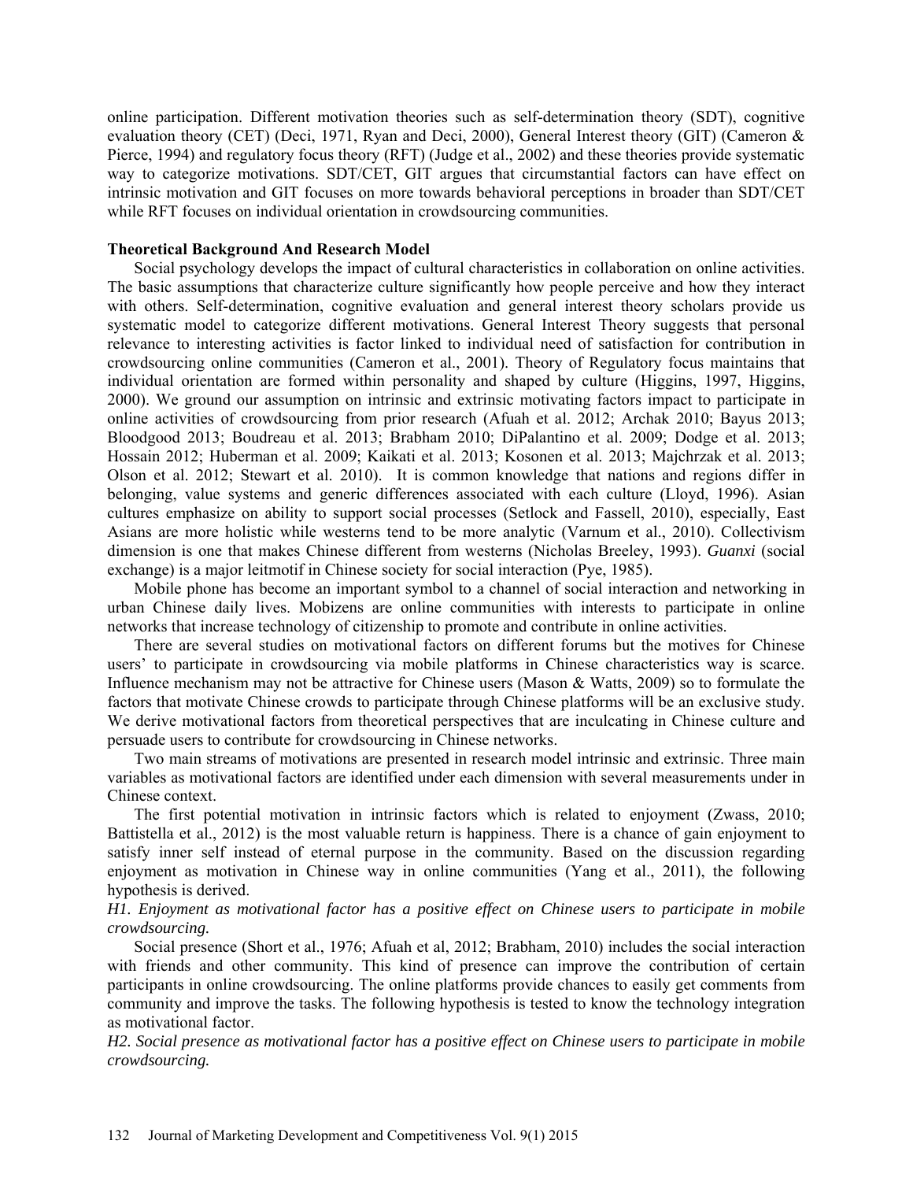online participation. Different motivation theories such as self-determination theory (SDT), cognitive evaluation theory (CET) (Deci, 1971, Ryan and Deci, 2000), General Interest theory (GIT) (Cameron & Pierce, 1994) and regulatory focus theory (RFT) (Judge et al., 2002) and these theories provide systematic way to categorize motivations. SDT/CET, GIT argues that circumstantial factors can have effect on intrinsic motivation and GIT focuses on more towards behavioral perceptions in broader than SDT/CET while RFT focuses on individual orientation in crowdsourcing communities.

**Theoretical Background And Research Model**

Social psychology develops the impact of cultural characteristics in collaboration on online activities. The basic assumptions that characterize culture significantly how people perceive and how they interact with others. Self-determination, cognitive evaluation and general interest theory scholars provide us systematic model to categorize different motivations. General Interest Theory suggests that personal relevance to interesting activities is factor linked to individual need of satisfaction for contribution in crowdsourcing online communities (Cameron et al., 2001). Theory of Regulatory focus maintains that individual orientation are formed within personality and shaped by culture (Higgins, 1997, Higgins, 2000). We ground our assumption on intrinsic and extrinsic motivating factors impact to participate in online activities of crowdsourcing from prior research (Afuah et al. 2012; Archak 2010; Bayus 2013; Bloodgood 2013; Boudreau et al. 2013; Brabham 2010; DiPalantino et al. 2009; Dodge et al. 2013; Hossain 2012; Huberman et al. 2009; Kaikati et al. 2013; Kosonen et al. 2013; Majchrzak et al. 2013; Olson et al. 2012; Stewart et al. 2010). It is common knowledge that nations and regions differ in belonging, value systems and generic differences associated with each culture (Lloyd, 1996). Asian cultures emphasize on ability to support social processes (Setlock and Fassell, 2010), especially, East Asians are more holistic while westerns tend to be more analytic (Varnum et al., 2010). Collectivism dimension is one that makes Chinese different from westerns (Nicholas Breeley, 1993). *Guanxi* (social exchange) is a major leitmotif in Chinese society for social interaction (Pye, 1985).

Mobile phone has become an important symbol to a channel of social interaction and networking in urban Chinese daily lives. Mobizens are online communities with interests to participate in online networks that increase technology of citizenship to promote and contribute in online activities.

There are several studies on motivational factors on different forums but the motives for Chinese users' to participate in crowdsourcing via mobile platforms in Chinese characteristics way is scarce. Influence mechanism may not be attractive for Chinese users (Mason & Watts, 2009) so to formulate the factors that motivate Chinese crowds to participate through Chinese platforms will be an exclusive study. We derive motivational factors from theoretical perspectives that are inculcating in Chinese culture and persuade users to contribute for crowdsourcing in Chinese networks.

Two main streams of motivations are presented in research model intrinsic and extrinsic. Three main variables as motivational factors are identified under each dimension with several measurements under in Chinese context.

The first potential motivation in intrinsic factors which is related to enjoyment (Zwass, 2010; Battistella et al., 2012) is the most valuable return is happiness. There is a chance of gain enjoyment to satisfy inner self instead of eternal purpose in the community. Based on the discussion regarding enjoyment as motivation in Chinese way in online communities (Yang et al., 2011), the following hypothesis is derived.

*H1. Enjoyment as motivational factor has a positive effect on Chinese users to participate in mobile crowdsourcing.*

Social presence (Short et al., 1976; Afuah et al, 2012; Brabham, 2010) includes the social interaction with friends and other community. This kind of presence can improve the contribution of certain participants in online crowdsourcing. The online platforms provide chances to easily get comments from community and improve the tasks. The following hypothesis is tested to know the technology integration as motivational factor.

*H2. Social presence as motivational factor has a positive effect on Chinese users to participate in mobile crowdsourcing.*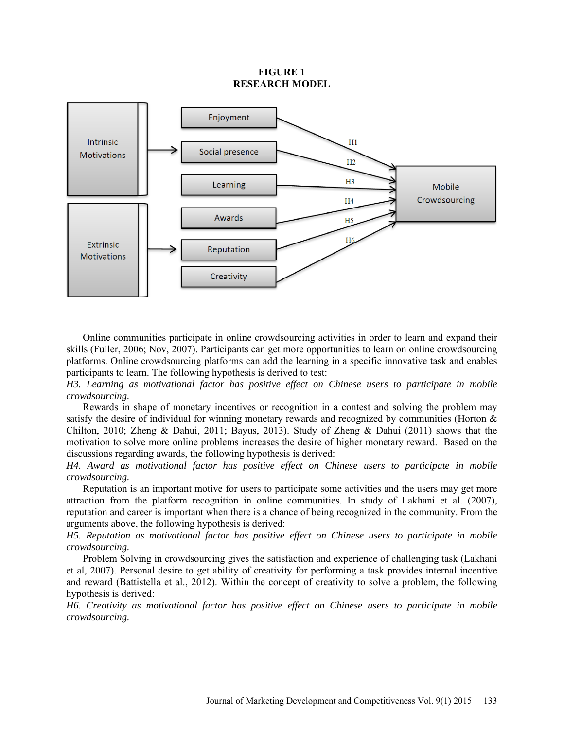**FIGURE 1**
**RESEARCH MODEL**

Online communities participate in online crowdsourcing activities in order to learn and expand their skills (Fuller, 2006; Nov, 2007). Participants can get more opportunities to learn on online crowdsourcing platforms. Online crowdsourcing platforms can add the learning in a specific innovative task and enables participants to learn. The following hypothesis is derived to test:

*H3. Learning as motivational factor has positive effect on Chinese users to participate in mobile crowdsourcing.*

Rewards in shape of monetary incentives or recognition in a contest and solving the problem may satisfy the desire of individual for winning monetary rewards and recognized by communities (Horton & Chilton, 2010; Zheng & Dahui, 2011; Bayus, 2013). Study of Zheng & Dahui (2011) shows that the motivation to solve more online problems increases the desire of higher monetary reward. Based on the discussions regarding awards, the following hypothesis is derived:

*H4. Award as motivational factor has positive effect on Chinese users to participate in mobile crowdsourcing.*

Reputation is an important motive for users to participate some activities and the users may get more attraction from the platform recognition in online communities. In study of Lakhani et al. (2007), reputation and career is important when there is a chance of being recognized in the community. From the arguments above, the following hypothesis is derived:

*H5. Reputation as motivational factor has positive effect on Chinese users to participate in mobile crowdsourcing.*

Problem Solving in crowdsourcing gives the satisfaction and experience of challenging task (Lakhani et al, 2007). Personal desire to get ability of creativity for performing a task provides internal incentive and reward (Battistella et al., 2012). Within the concept of creativity to solve a problem, the following hypothesis is derived:

*H6. Creativity as motivational factor has positive effect on Chinese users to participate in mobile crowdsourcing.*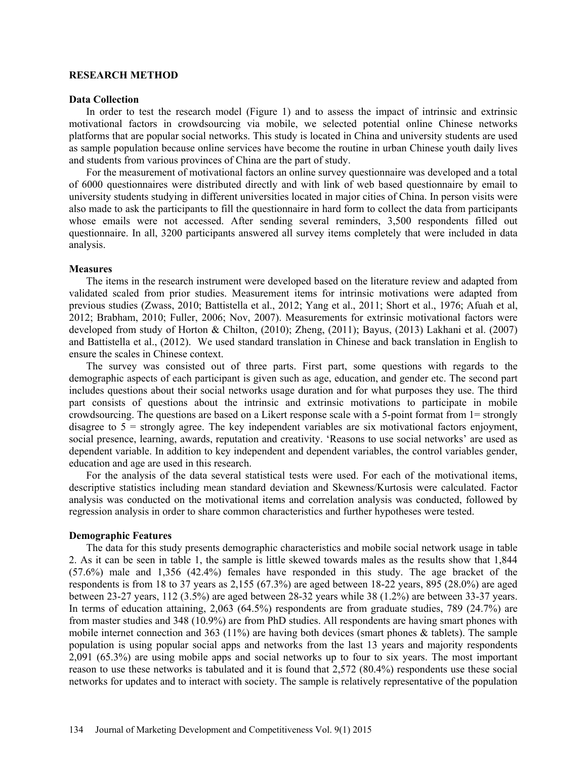## RESEARCH METHOD

### Data Collection

In order to test the research model (Figure 1) and to assess the impact of intrinsic and extrinsic motivational factors in crowdsourcing via mobile, we selected potential online Chinese networks platforms that are popular social networks. This study is located in China and university students are used as sample population because online services have become the routine in urban Chinese youth daily lives and students from various provinces of China are the part of study.

For the measurement of motivational factors an online survey questionnaire was developed and a total of 6000 questionnaires were distributed directly and with link of web based questionnaire by email to university students studying in different universities located in major cities of China. In person visits were also made to ask the participants to fill the questionnaire in hard form to collect the data from participants whose emails were not accessed. After sending several reminders, 3,500 respondents filled out questionnaire. In all, 3200 participants answered all survey items completely that were included in data analysis.

### Measures

The items in the research instrument were developed based on the literature review and adapted from validated scaled from prior studies. Measurement items for intrinsic motivations were adapted from previous studies (Zwass, 2010; Battistella et al., 2012; Yang et al., 2011; Short et al., 1976; Afuah et al, 2012; Brabham, 2010; Fuller, 2006; Nov, 2007). Measurements for extrinsic motivational factors were developed from study of Horton & Chilton, (2010); Zheng, (2011); Bayus, (2013) Lakhani et al. (2007) and Battistella et al., (2012). We used standard translation in Chinese and back translation in English to ensure the scales in Chinese context.

The survey was consisted out of three parts. First part, some questions with regards to the demographic aspects of each participant is given such as age, education, and gender etc. The second part includes questions about their social networks usage duration and for what purposes they use. The third part consists of questions about the intrinsic and extrinsic motivations to participate in mobile crowdsourcing. The questions are based on a Likert response scale with a 5-point format from 1= strongly disagree to 5 = strongly agree. The key independent variables are six motivational factors enjoyment, social presence, learning, awards, reputation and creativity. 'Reasons to use social networks' are used as dependent variable. In addition to key independent and dependent variables, the control variables gender, education and age are used in this research.

For the analysis of the data several statistical tests were used. For each of the motivational items, descriptive statistics including mean standard deviation and Skewness/Kurtosis were calculated. Factor analysis was conducted on the motivational items and correlation analysis was conducted, followed by regression analysis in order to share common characteristics and further hypotheses were tested.

### Demographic Features

The data for this study presents demographic characteristics and mobile social network usage in table 2. As it can be seen in table 1, the sample is little skewed towards males as the results show that 1,844 (57.6%) male and 1,356 (42.4%) females have responded in this study. The age bracket of the respondents is from 18 to 37 years as 2,155 (67.3%) are aged between 18-22 years, 895 (28.0%) are aged between 23-27 years, 112 (3.5%) are aged between 28-32 years while 38 (1.2%) are between 33-37 years. In terms of education attaining, 2,063 (64.5%) respondents are from graduate studies, 789 (24.7%) are from master studies and 348 (10.9%) are from PhD studies. All respondents are having smart phones with mobile internet connection and 363 (11%) are having both devices (smart phones & tablets). The sample population is using popular social apps and networks from the last 13 years and majority respondents 2,091 (65.3%) are using mobile apps and social networks up to four to six years. The most important reason to use these networks is tabulated and it is found that 2,572 (80.4%) respondents use these social networks for updates and to interact with society. The sample is relatively representative of the population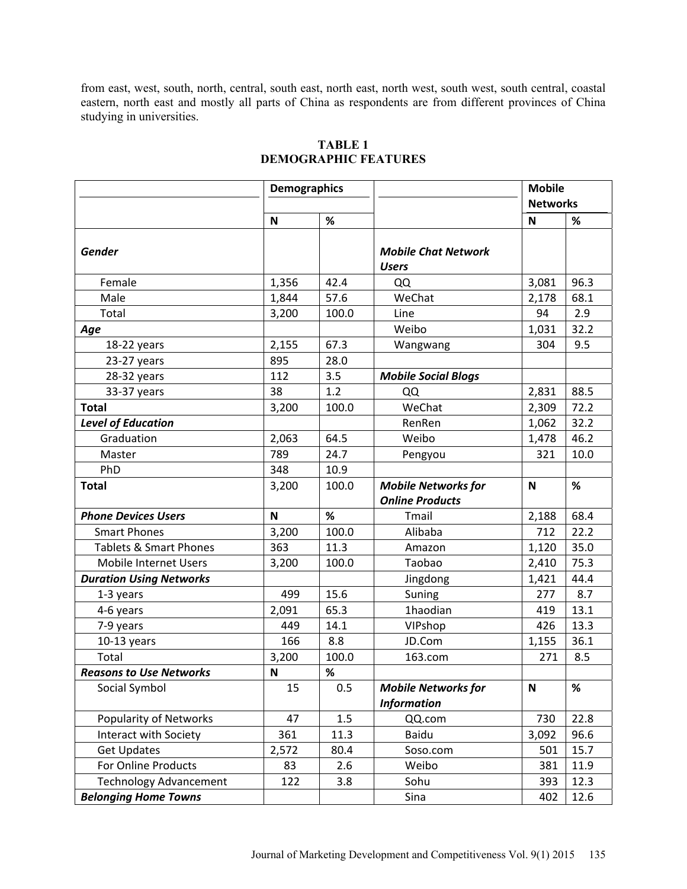from east, west, south, north, central, south east, north east, north west, south west, south central, coastal eastern, north east and mostly all parts of China as respondents are from different provinces of China studying in universities.

**TABLE 1**
**DEMOGRAPHIC FEATURES**

| | **Demographics** | | | **Mobile Networks** | |
|---|---|---|---|---|---|
| | **N** | **%** | | **N** | **%** |
| ***Gender*** | | | ***Mobile Chat Network Users*** | | |
| Female | 1,356 | 42.4 | QQ | 3,081 | 96.3 |
| Male | 1,844 | 57.6 | WeChat | 2,178 | 68.1 |
| Total | 3,200 | 100.0 | Line | 94 | 2.9 |
| ***Age*** | | | Weibo | 1,031 | 32.2 |
| 18-22 years | 2,155 | 67.3 | Wangwang | 304 | 9.5 |
| 23-27 years | 895 | 28.0 | | | |
| 28-32 years | 112 | 3.5 | ***Mobile Social Blogs*** | | |
| 33-37 years | 38 | 1.2 | QQ | 2,831 | 88.5 |
| **Total** | 3,200 | 100.0 | WeChat | 2,309 | 72.2 |
| ***Level of Education*** | | | RenRen | 1,062 | 32.2 |
| Graduation | 2,063 | 64.5 | Weibo | 1,478 | 46.2 |
| Master | 789 | 24.7 | Pengyou | 321 | 10.0 |
| PhD | 348 | 10.9 | | | |
| **Total** | 3,200 | 100.0 | ***Mobile Networks for Online Products*** | **N** | **%** |
| ***Phone Devices Users*** | **N** | **%** | Tmail | 2,188 | 68.4 |
| Smart Phones | 3,200 | 100.0 | Alibaba | 712 | 22.2 |
| Tablets & Smart Phones | 363 | 11.3 | Amazon | 1,120 | 35.0 |
| Mobile Internet Users | 3,200 | 100.0 | Taobao | 2,410 | 75.3 |
| ***Duration Using Networks*** | | | Jingdong | 1,421 | 44.4 |
| 1-3 years | 499 | 15.6 | Suning | 277 | 8.7 |
| 4-6 years | 2,091 | 65.3 | 1haodian | 419 | 13.1 |
| 7-9 years | 449 | 14.1 | VIPshop | 426 | 13.3 |
| 10-13 years | 166 | 8.8 | JD.Com | 1,155 | 36.1 |
| Total | 3,200 | 100.0 | 163.com | 271 | 8.5 |
| ***Reasons to Use Networks*** | **N** | **%** | | | |
| Social Symbol | 15 | 0.5 | ***Mobile Networks for Information*** | **N** | **%** |
| Popularity of Networks | 47 | 1.5 | QQ.com | 730 | 22.8 |
| Interact with Society | 361 | 11.3 | Baidu | 3,092 | 96.6 |
| Get Updates | 2,572 | 80.4 | Soso.com | 501 | 15.7 |
| For Online Products | 83 | 2.6 | Weibo | 381 | 11.9 |
| Technology Advancement | 122 | 3.8 | Sohu | 393 | 12.3 |
| ***Belonging Home Towns*** | | | Sina | 402 | 12.6 |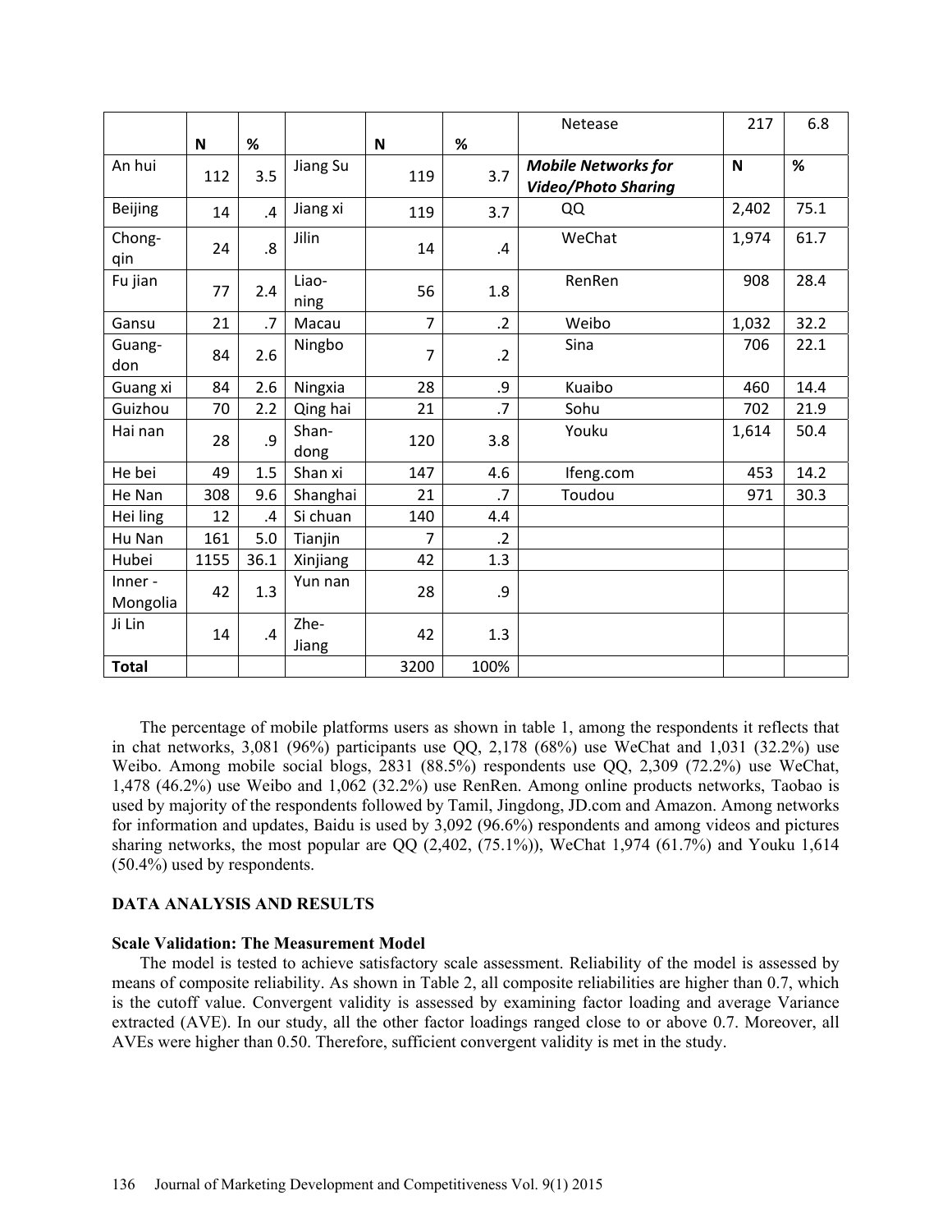| | N | % | | N | % | Netease | 217 | 6.8 |
|---|---|---|---|---|---|---|---|---|
| An hui | 112 | 3.5 | Jiang Su | 119 | 3.7 | ***Mobile Networks for Video/Photo Sharing*** | **N** | **%** |
| Beijing | 14 | .4 | Jiang xi | 119 | 3.7 | QQ | 2,402 | 75.1 |
| Chong-qin | 24 | .8 | Jilin | 14 | .4 | WeChat | 1,974 | 61.7 |
| Fu jian | 77 | 2.4 | Liao-ning | 56 | 1.8 | RenRen | 908 | 28.4 |
| Gansu | 21 | .7 | Macau | 7 | .2 | Weibo | 1,032 | 32.2 |
| Guang-don | 84 | 2.6 | Ningbo | 7 | .2 | Sina | 706 | 22.1 |
| Guang xi | 84 | 2.6 | Ningxia | 28 | .9 | Kuaibo | 460 | 14.4 |
| Guizhou | 70 | 2.2 | Qing hai | 21 | .7 | Sohu | 702 | 21.9 |
| Hai nan | 28 | .9 | Shan-dong | 120 | 3.8 | Youku | 1,614 | 50.4 |
| He bei | 49 | 1.5 | Shan xi | 147 | 4.6 | Ifeng.com | 453 | 14.2 |
| He Nan | 308 | 9.6 | Shanghai | 21 | .7 | Toudou | 971 | 30.3 |
| Hei ling | 12 | .4 | Si chuan | 140 | 4.4 | | | |
| Hu Nan | 161 | 5.0 | Tianjin | 7 | .2 | | | |
| Hubei | 1155 | 36.1 | Xinjiang | 42 | 1.3 | | | |
| Inner - Mongolia | 42 | 1.3 | Yun nan | 28 | .9 | | | |
| Ji Lin | 14 | .4 | Zhe-Jiang | 42 | 1.3 | | | |
| **Total** | | | | 3200 | 100% | | | |

The percentage of mobile platforms users as shown in table 1, among the respondents it reflects that in chat networks, 3,081 (96%) participants use QQ, 2,178 (68%) use WeChat and 1,031 (32.2%) use Weibo. Among mobile social blogs, 2831 (88.5%) respondents use QQ, 2,309 (72.2%) use WeChat, 1,478 (46.2%) use Weibo and 1,062 (32.2%) use RenRen. Among online products networks, Taobao is used by majority of the respondents followed by Tamil, Jingdong, JD.com and Amazon. Among networks for information and updates, Baidu is used by 3,092 (96.6%) respondents and among videos and pictures sharing networks, the most popular are QQ (2,402, (75.1%)), WeChat 1,974 (61.7%) and Youku 1,614 (50.4%) used by respondents.

## DATA ANALYSIS AND RESULTS

### Scale Validation: The Measurement Model

The model is tested to achieve satisfactory scale assessment. Reliability of the model is assessed by means of composite reliability. As shown in Table 2, all composite reliabilities are higher than 0.7, which is the cutoff value. Convergent validity is assessed by examining factor loading and average Variance extracted (AVE). In our study, all the other factor loadings ranged close to or above 0.7. Moreover, all AVEs were higher than 0.50. Therefore, sufficient convergent validity is met in the study.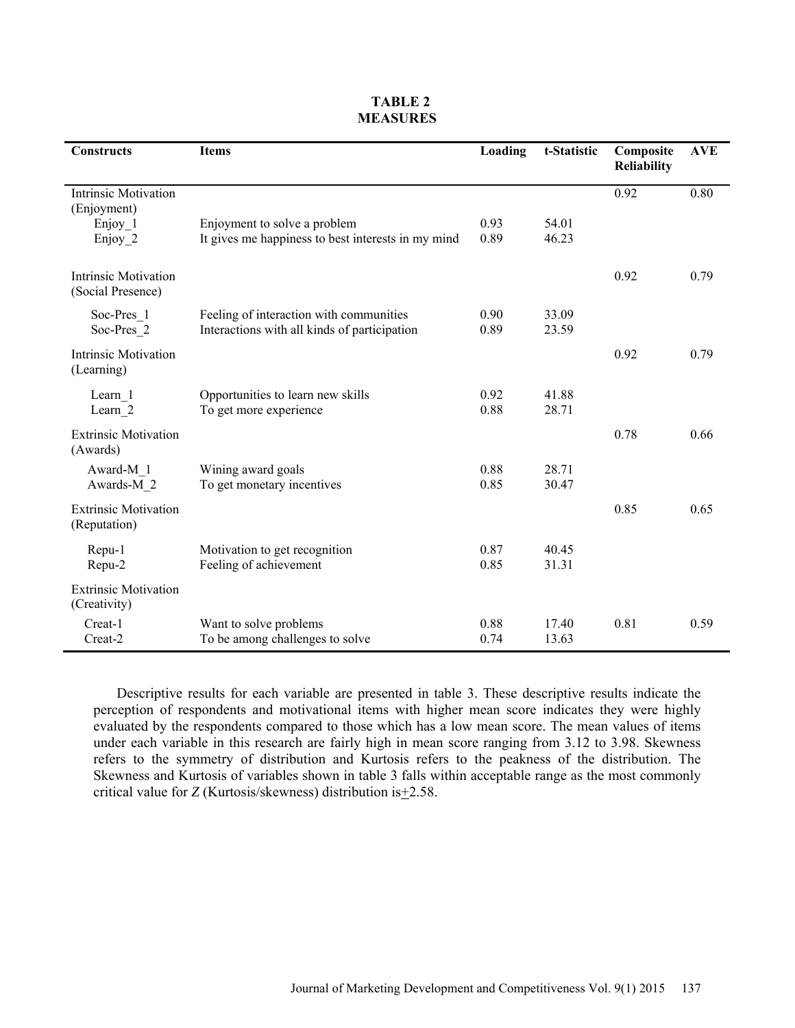**TABLE 2**
**MEASURES**

| Constructs | Items | Loading | t-Statistic | Composite Reliability | AVE |
|---|---|---|---|---|---|
| Intrinsic Motivation (Enjoyment) | | | | 0.92 | 0.80 |
| Enjoy_1 | Enjoyment to solve a problem | 0.93 | 54.01 | | |
| Enjoy_2 | It gives me happiness to best interests in my mind | 0.89 | 46.23 | | |
| Intrinsic Motivation (Social Presence) | | | | 0.92 | 0.79 |
| Soc-Pres_1 | Feeling of interaction with communities | 0.90 | 33.09 | | |
| Soc-Pres_2 | Interactions with all kinds of participation | 0.89 | 23.59 | | |
| Intrinsic Motivation (Learning) | | | | 0.92 | 0.79 |
| Learn_1 | Opportunities to learn new skills | 0.92 | 41.88 | | |
| Learn_2 | To get more experience | 0.88 | 28.71 | | |
| Extrinsic Motivation (Awards) | | | | 0.78 | 0.66 |
| Award-M_1 | Wining award goals | 0.88 | 28.71 | | |
| Awards-M_2 | To get monetary incentives | 0.85 | 30.47 | | |
| Extrinsic Motivation (Reputation) | | | | 0.85 | 0.65 |
| Repu-1 | Motivation to get recognition | 0.87 | 40.45 | | |
| Repu-2 | Feeling of achievement | 0.85 | 31.31 | | |
| Extrinsic Motivation (Creativity) | | | | | |
| Creat-1 | Want to solve problems | 0.88 | 17.40 | 0.81 | 0.59 |
| Creat-2 | To be among challenges to solve | 0.74 | 13.63 | | |

Descriptive results for each variable are presented in table 3. These descriptive results indicate the perception of respondents and motivational items with higher mean score indicates they were highly evaluated by the respondents compared to those which has a low mean score. The mean values of items under each variable in this research are fairly high in mean score ranging from 3.12 to 3.98. Skewness refers to the symmetry of distribution and Kurtosis refers to the peakness of the distribution. The Skewness and Kurtosis of variables shown in table 3 falls within acceptable range as the most commonly critical value for *Z* (Kurtosis/skewness) distribution is $\pm$2.58.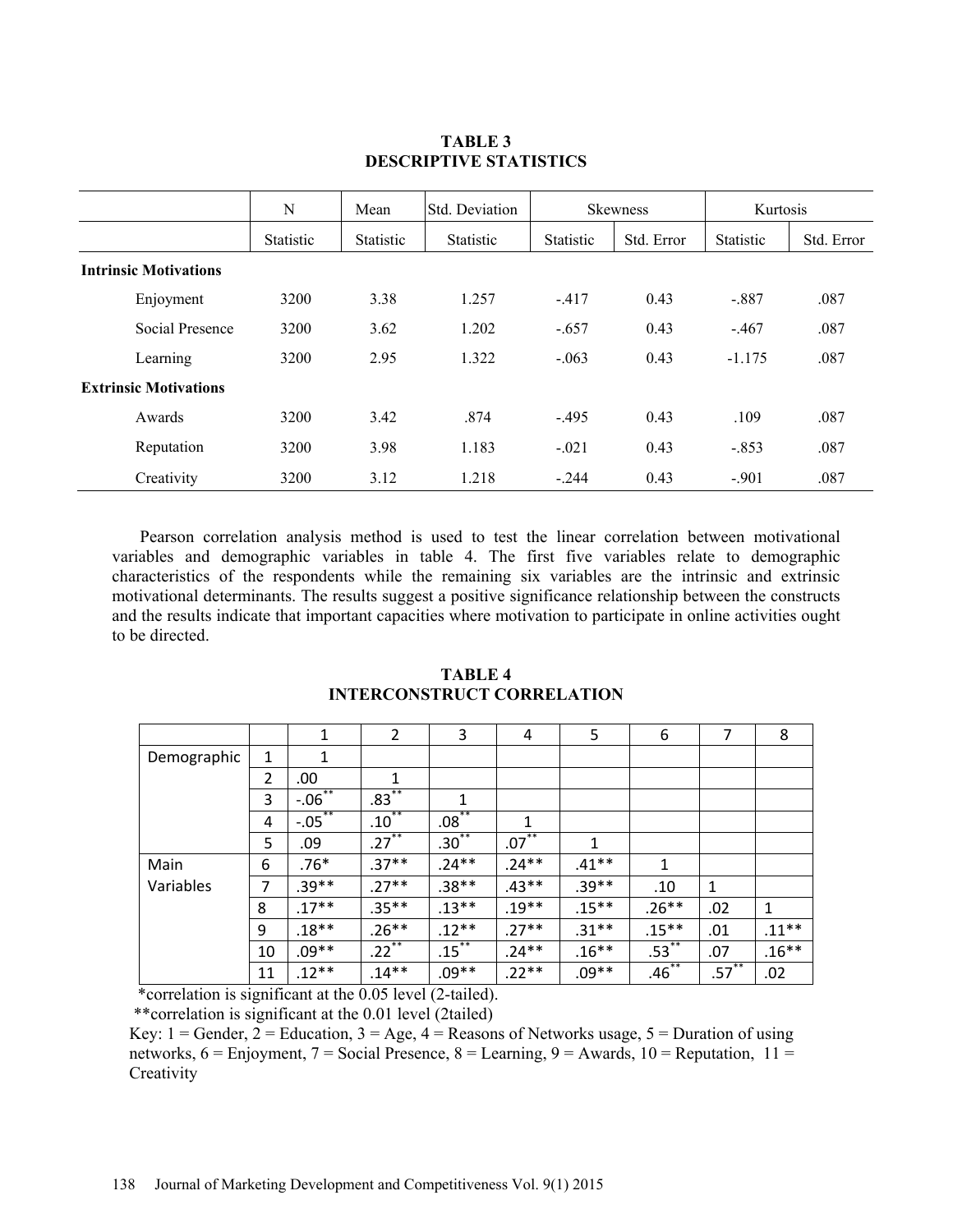**TABLE 3**
**DESCRIPTIVE STATISTICS**

| | N | Mean | Std. Deviation | Skewness | | Kurtosis | |
|---|---|---|---|---|---|---|---|
| | Statistic | Statistic | Statistic | Statistic | Std. Error | Statistic | Std. Error |
| **Intrinsic Motivations** | | | | | | | |
| Enjoyment | 3200 | 3.38 | 1.257 | -.417 | 0.43 | -.887 | .087 |
| Social Presence | 3200 | 3.62 | 1.202 | -.657 | 0.43 | -.467 | .087 |
| Learning | 3200 | 2.95 | 1.322 | -.063 | 0.43 | -1.175 | .087 |
| **Extrinsic Motivations** | | | | | | | |
| Awards | 3200 | 3.42 | .874 | -.495 | 0.43 | .109 | .087 |
| Reputation | 3200 | 3.98 | 1.183 | -.021 | 0.43 | -.853 | .087 |
| Creativity | 3200 | 3.12 | 1.218 | -.244 | 0.43 | -.901 | .087 |

Pearson correlation analysis method is used to test the linear correlation between motivational variables and demographic variables in table 4. The first five variables relate to demographic characteristics of the respondents while the remaining six variables are the intrinsic and extrinsic motivational determinants. The results suggest a positive significance relationship between the constructs and the results indicate that important capacities where motivation to participate in online activities ought to be directed.

**TABLE 4**
**INTERCONSTRUCT CORRELATION**

| | | 1 | 2 | 3 | 4 | 5 | 6 | 7 | 8 |
|---|---|---|---|---|---|---|---|---|---|
| Demographic | 1 | 1 | | | | | | | |
| | 2 | .00 | 1 | | | | | | |
| | 3 | -.06** | .83** | 1 | | | | | |
| | 4 | -.05** | .10** | .08** | 1 | | | | |
| | 5 | .09 | .27** | .30** | .07** | 1 | | | |
| Main Variables | 6 | .76* | .37** | .24** | .24** | .41** | 1 | | |
| | 7 | .39** | .27** | .38** | .43** | .39** | .10 | 1 | |
| | 8 | .17** | .35** | .13** | .19** | .15** | .26** | .02 | 1 |
| | 9 | .18** | .26** | .12** | .27** | .31** | .15** | .01 | .11** |
| | 10 | .09** | .22** | .15** | .24** | .16** | .53** | .07 | .16** |
| | 11 | .12** | .14** | .09** | .22** | .09** | .46** | .57** | .02 |

*correlation is significant at the 0.05 level (2-tailed).
**correlation is significant at the 0.01 level (2tailed)
Key: 1 = Gender, 2 = Education, 3 = Age, 4 = Reasons of Networks usage, 5 = Duration of using networks, 6 = Enjoyment, 7 = Social Presence, 8 = Learning, 9 = Awards, 10 = Reputation, 11 = Creativity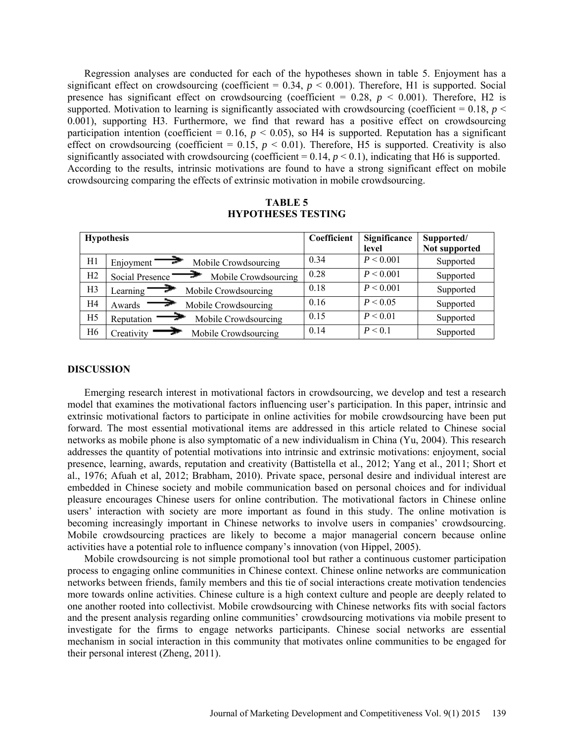Regression analyses are conducted for each of the hypotheses shown in table 5. Enjoyment has a significant effect on crowdsourcing (coefficient = 0.34, $p < 0.001$). Therefore, H1 is supported. Social presence has significant effect on crowdsourcing (coefficient = 0.28, $p < 0.001$). Therefore, H2 is supported. Motivation to learning is significantly associated with crowdsourcing (coefficient = 0.18, $p < 0.001$), supporting H3. Furthermore, we find that reward has a positive effect on crowdsourcing participation intention (coefficient = 0.16, $p < 0.05$), so H4 is supported. Reputation has a significant effect on crowdsourcing (coefficient = 0.15, $p < 0.01$). Therefore, H5 is supported. Creativity is also significantly associated with crowdsourcing (coefficient = 0.14, $p < 0.1$), indicating that H6 is supported. According to the results, intrinsic motivations are found to have a strong significant effect on mobile crowdsourcing comparing the effects of extrinsic motivation in mobile crowdsourcing.

**TABLE 5**
**HYPOTHESES TESTING**

| Hypothesis | | Coefficient | Significance level | Supported/ Not supported |
|---|---|---|---|---|
| H1 | Enjoyment → Mobile Crowdsourcing | 0.34 | $P < 0.001$ | Supported |
| H2 | Social Presence → Mobile Crowdsourcing | 0.28 | $P < 0.001$ | Supported |
| H3 | Learning → Mobile Crowdsourcing | 0.18 | $P < 0.001$ | Supported |
| H4 | Awards → Mobile Crowdsourcing | 0.16 | $P < 0.05$ | Supported |
| H5 | Reputation → Mobile Crowdsourcing | 0.15 | $P < 0.01$ | Supported |
| H6 | Creativity → Mobile Crowdsourcing | 0.14 | $P < 0.1$ | Supported |

## DISCUSSION

Emerging research interest in motivational factors in crowdsourcing, we develop and test a research model that examines the motivational factors influencing user's participation. In this paper, intrinsic and extrinsic motivational factors to participate in online activities for mobile crowdsourcing have been put forward. The most essential motivational items are addressed in this article related to Chinese social networks as mobile phone is also symptomatic of a new individualism in China (Yu, 2004). This research addresses the quantity of potential motivations into intrinsic and extrinsic motivations: enjoyment, social presence, learning, awards, reputation and creativity (Battistella et al., 2012; Yang et al., 2011; Short et al., 1976; Afuah et al, 2012; Brabham, 2010). Private space, personal desire and individual interest are embedded in Chinese society and mobile communication based on personal choices and for individual pleasure encourages Chinese users for online contribution. The motivational factors in Chinese online users' interaction with society are more important as found in this study. The online motivation is becoming increasingly important in Chinese networks to involve users in companies' crowdsourcing. Mobile crowdsourcing practices are likely to become a major managerial concern because online activities have a potential role to influence company's innovation (von Hippel, 2005).

Mobile crowdsourcing is not simple promotional tool but rather a continuous customer participation process to engaging online communities in Chinese context. Chinese online networks are communication networks between friends, family members and this tie of social interactions create motivation tendencies more towards online activities. Chinese culture is a high context culture and people are deeply related to one another rooted into collectivist. Mobile crowdsourcing with Chinese networks fits with social factors and the present analysis regarding online communities' crowdsourcing motivations via mobile present to investigate for the firms to engage networks participants. Chinese social networks are essential mechanism in social interaction in this community that motivates online communities to be engaged for their personal interest (Zheng, 2011).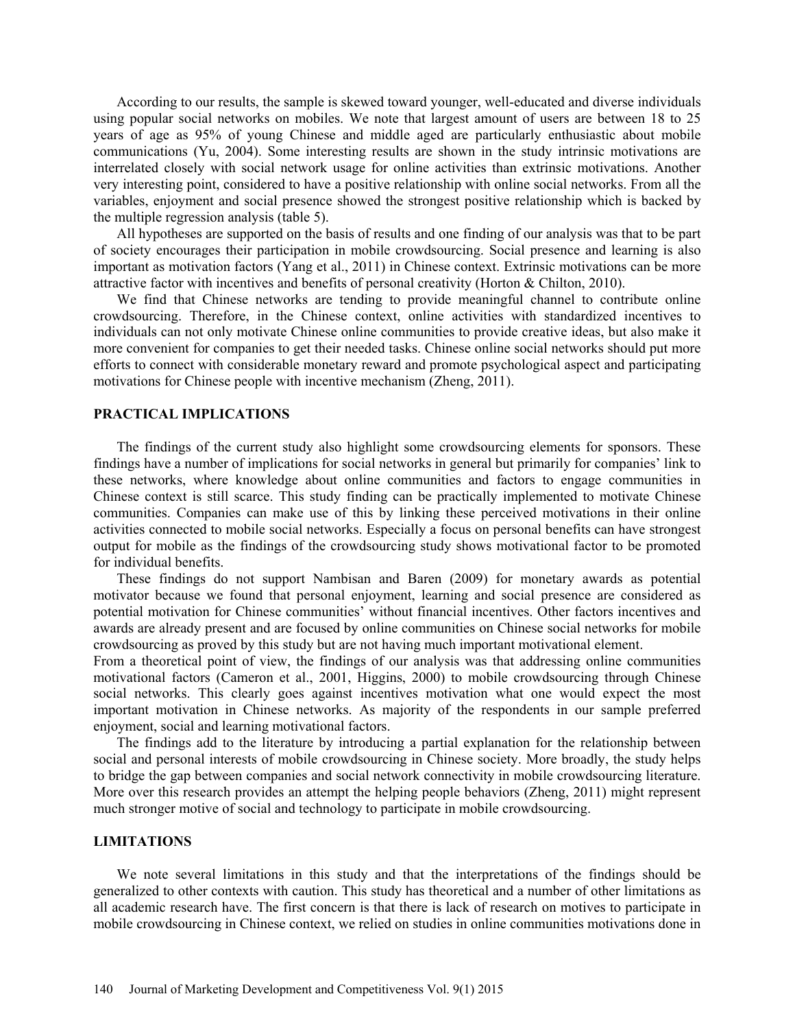According to our results, the sample is skewed toward younger, well-educated and diverse individuals using popular social networks on mobiles. We note that largest amount of users are between 18 to 25 years of age as 95% of young Chinese and middle aged are particularly enthusiastic about mobile communications (Yu, 2004). Some interesting results are shown in the study intrinsic motivations are interrelated closely with social network usage for online activities than extrinsic motivations. Another very interesting point, considered to have a positive relationship with online social networks. From all the variables, enjoyment and social presence showed the strongest positive relationship which is backed by the multiple regression analysis (table 5).

All hypotheses are supported on the basis of results and one finding of our analysis was that to be part of society encourages their participation in mobile crowdsourcing. Social presence and learning is also important as motivation factors (Yang et al., 2011) in Chinese context. Extrinsic motivations can be more attractive factor with incentives and benefits of personal creativity (Horton & Chilton, 2010).

We find that Chinese networks are tending to provide meaningful channel to contribute online crowdsourcing. Therefore, in the Chinese context, online activities with standardized incentives to individuals can not only motivate Chinese online communities to provide creative ideas, but also make it more convenient for companies to get their needed tasks. Chinese online social networks should put more efforts to connect with considerable monetary reward and promote psychological aspect and participating motivations for Chinese people with incentive mechanism (Zheng, 2011).

## PRACTICAL IMPLICATIONS

The findings of the current study also highlight some crowdsourcing elements for sponsors. These findings have a number of implications for social networks in general but primarily for companies' link to these networks, where knowledge about online communities and factors to engage communities in Chinese context is still scarce. This study finding can be practically implemented to motivate Chinese communities. Companies can make use of this by linking these perceived motivations in their online activities connected to mobile social networks. Especially a focus on personal benefits can have strongest output for mobile as the findings of the crowdsourcing study shows motivational factor to be promoted for individual benefits.

These findings do not support Nambisan and Baren (2009) for monetary awards as potential motivator because we found that personal enjoyment, learning and social presence are considered as potential motivation for Chinese communities' without financial incentives. Other factors incentives and awards are already present and are focused by online communities on Chinese social networks for mobile crowdsourcing as proved by this study but are not having much important motivational element.

From a theoretical point of view, the findings of our analysis was that addressing online communities motivational factors (Cameron et al., 2001, Higgins, 2000) to mobile crowdsourcing through Chinese social networks. This clearly goes against incentives motivation what one would expect the most important motivation in Chinese networks. As majority of the respondents in our sample preferred enjoyment, social and learning motivational factors.

The findings add to the literature by introducing a partial explanation for the relationship between social and personal interests of mobile crowdsourcing in Chinese society. More broadly, the study helps to bridge the gap between companies and social network connectivity in mobile crowdsourcing literature. More over this research provides an attempt the helping people behaviors (Zheng, 2011) might represent much stronger motive of social and technology to participate in mobile crowdsourcing.

## LIMITATIONS

We note several limitations in this study and that the interpretations of the findings should be generalized to other contexts with caution. This study has theoretical and a number of other limitations as all academic research have. The first concern is that there is lack of research on motives to participate in mobile crowdsourcing in Chinese context, we relied on studies in online communities motivations done in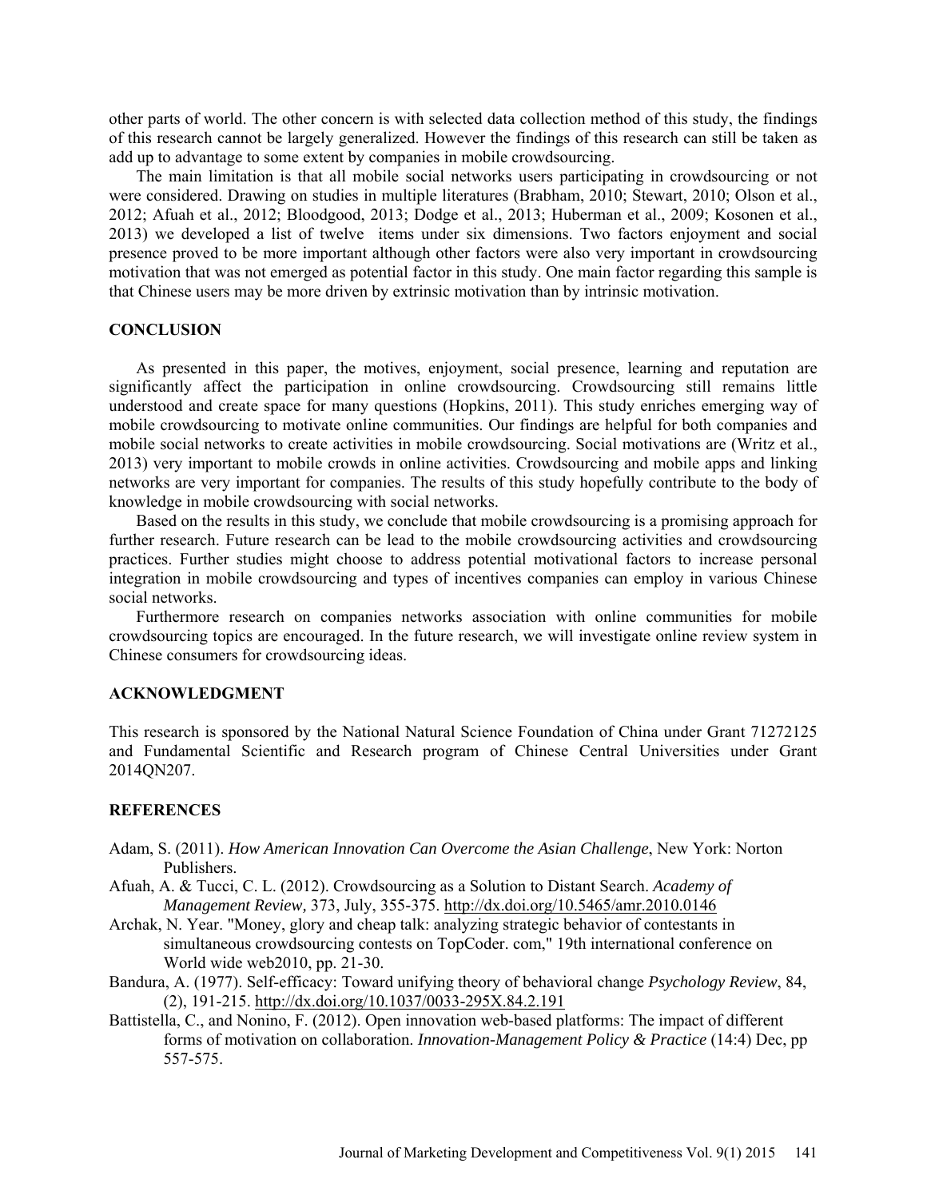other parts of world. The other concern is with selected data collection method of this study, the findings of this research cannot be largely generalized. However the findings of this research can still be taken as add up to advantage to some extent by companies in mobile crowdsourcing.

The main limitation is that all mobile social networks users participating in crowdsourcing or not were considered. Drawing on studies in multiple literatures (Brabham, 2010; Stewart, 2010; Olson et al., 2012; Afuah et al., 2012; Bloodgood, 2013; Dodge et al., 2013; Huberman et al., 2009; Kosonen et al., 2013) we developed a list of twelve items under six dimensions. Two factors enjoyment and social presence proved to be more important although other factors were also very important in crowdsourcing motivation that was not emerged as potential factor in this study. One main factor regarding this sample is that Chinese users may be more driven by extrinsic motivation than by intrinsic motivation.

## CONCLUSION

As presented in this paper, the motives, enjoyment, social presence, learning and reputation are significantly affect the participation in online crowdsourcing. Crowdsourcing still remains little understood and create space for many questions (Hopkins, 2011). This study enriches emerging way of mobile crowdsourcing to motivate online communities. Our findings are helpful for both companies and mobile social networks to create activities in mobile crowdsourcing. Social motivations are (Writz et al., 2013) very important to mobile crowds in online activities. Crowdsourcing and mobile apps and linking networks are very important for companies. The results of this study hopefully contribute to the body of knowledge in mobile crowdsourcing with social networks.

Based on the results in this study, we conclude that mobile crowdsourcing is a promising approach for further research. Future research can be lead to the mobile crowdsourcing activities and crowdsourcing practices. Further studies might choose to address potential motivational factors to increase personal integration in mobile crowdsourcing and types of incentives companies can employ in various Chinese social networks.

Furthermore research on companies networks association with online communities for mobile crowdsourcing topics are encouraged. In the future research, we will investigate online review system in Chinese consumers for crowdsourcing ideas.

## ACKNOWLEDGMENT

This research is sponsored by the National Natural Science Foundation of China under Grant 71272125 and Fundamental Scientific and Research program of Chinese Central Universities under Grant 2014QN207.

## REFERENCES

Adam, S. (2011). *How American Innovation Can Overcome the Asian Challenge*, New York: Norton Publishers.

Afuah, A. & Tucci, C. L. (2012). Crowdsourcing as a Solution to Distant Search. *Academy of Management Review,* 373, July, 355-375. http://dx.doi.org/10.5465/amr.2010.0146

Archak, N. Year. "Money, glory and cheap talk: analyzing strategic behavior of contestants in simultaneous crowdsourcing contests on TopCoder. com," 19th international conference on World wide web2010, pp. 21-30.

Bandura, A. (1977). Self-efficacy: Toward unifying theory of behavioral change *Psychology Review*, 84, (2), 191-215. http://dx.doi.org/10.1037/0033-295X.84.2.191

Battistella, C., and Nonino, F. (2012). Open innovation web-based platforms: The impact of different forms of motivation on collaboration. *Innovation-Management Policy & Practice* (14:4) Dec, pp 557-575.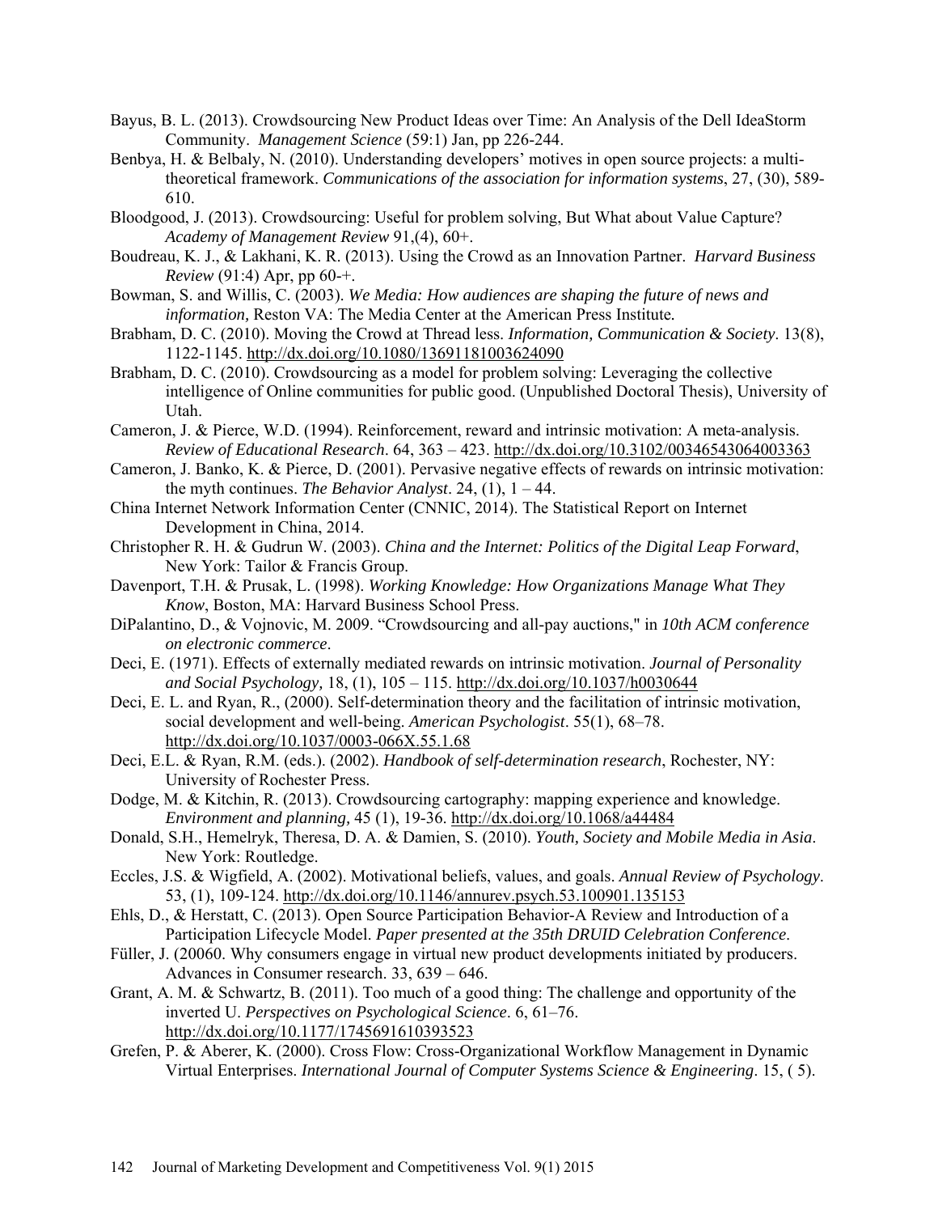Bayus, B. L. (2013). Crowdsourcing New Product Ideas over Time: An Analysis of the Dell IdeaStorm Community. *Management Science* (59:1) Jan, pp 226-244.

Benbya, H. & Belbaly, N. (2010). Understanding developers' motives in open source projects: a multi-theoretical framework. *Communications of the association for information systems*, 27, (30), 589-610.

Bloodgood, J. (2013). Crowdsourcing: Useful for problem solving, But What about Value Capture? *Academy of Management Review* 91,(4), 60+.

Boudreau, K. J., & Lakhani, K. R. (2013). Using the Crowd as an Innovation Partner. *Harvard Business Review* (91:4) Apr, pp 60-+.

Bowman, S. and Willis, C. (2003). *We Media: How audiences are shaping the future of news and information,* Reston VA: The Media Center at the American Press Institute*.*

Brabham, D. C. (2010). Moving the Crowd at Thread less. *Information, Communication & Society*. 13(8), 1122-1145. http://dx.doi.org/10.1080/13691181003624090

Brabham, D. C. (2010). Crowdsourcing as a model for problem solving: Leveraging the collective intelligence of Online communities for public good. (Unpublished Doctoral Thesis), University of Utah.

Cameron, J. & Pierce, W.D. (1994). Reinforcement, reward and intrinsic motivation: A meta-analysis. *Review of Educational Research*. 64, 363 – 423. http://dx.doi.org/10.3102/00346543064003363

Cameron, J. Banko, K. & Pierce, D. (2001). Pervasive negative effects of rewards on intrinsic motivation: the myth continues. *The Behavior Analyst*. 24, (1), 1 – 44.

China Internet Network Information Center (CNNIC, 2014). The Statistical Report on Internet Development in China, 2014.

Christopher R. H. & Gudrun W. (2003). *China and the Internet: Politics of the Digital Leap Forward*, New York: Tailor & Francis Group.

Davenport, T.H. & Prusak, L. (1998). *Working Knowledge: How Organizations Manage What They Know*, Boston, MA: Harvard Business School Press.

DiPalantino, D., & Vojnovic, M. 2009. "Crowdsourcing and all-pay auctions," in *10th ACM conference on electronic commerce*.

Deci, E. (1971). Effects of externally mediated rewards on intrinsic motivation. *Journal of Personality and Social Psychology,* 18, (1), 105 – 115. http://dx.doi.org/10.1037/h0030644

Deci, E. L. and Ryan, R., (2000). Self-determination theory and the facilitation of intrinsic motivation, social development and well-being. *American Psychologist*. 55(1), 68–78. http://dx.doi.org/10.1037/0003-066X.55.1.68

Deci, E.L. & Ryan, R.M. (eds.). (2002). *Handbook of self-determination research*, Rochester, NY: University of Rochester Press.

Dodge, M. & Kitchin, R. (2013). Crowdsourcing cartography: mapping experience and knowledge. *Environment and planning,* 45 (1), 19-36. http://dx.doi.org/10.1068/a44484

Donald, S.H., Hemelryk, Theresa, D. A. & Damien, S. (2010). *Youth, Society and Mobile Media in Asia*. New York: Routledge.

Eccles, J.S. & Wigfield, A. (2002). Motivational beliefs, values, and goals. *Annual Review of Psychology*. 53, (1), 109-124. http://dx.doi.org/10.1146/annurev.psych.53.100901.135153

Ehls, D., & Herstatt, C. (2013). Open Source Participation Behavior-A Review and Introduction of a Participation Lifecycle Model. *Paper presented at the 35th DRUID Celebration Conference*.

Füller, J. (20060. Why consumers engage in virtual new product developments initiated by producers. Advances in Consumer research. 33, 639 – 646.

Grant, A. M. & Schwartz, B. (2011). Too much of a good thing: The challenge and opportunity of the inverted U. *Perspectives on Psychological Science*. 6, 61–76. http://dx.doi.org/10.1177/1745691610393523

Grefen, P. & Aberer, K. (2000). Cross Flow: Cross-Organizational Workflow Management in Dynamic Virtual Enterprises. *International Journal of Computer Systems Science & Engineering*. 15, ( 5).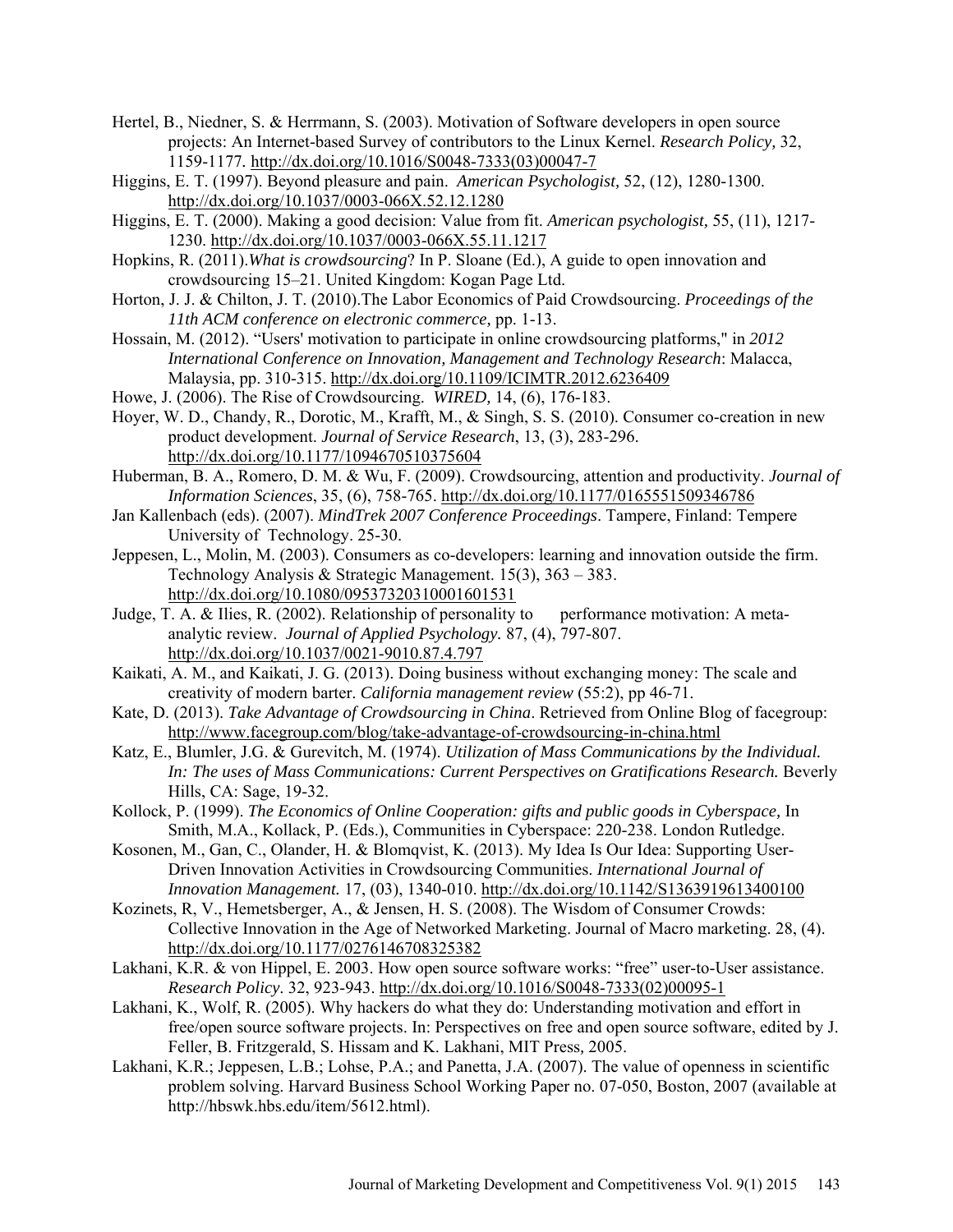Hertel, B., Niedner, S. & Herrmann, S. (2003). Motivation of Software developers in open source projects: An Internet-based Survey of contributors to the Linux Kernel. *Research Policy,* 32, 1159-1177. http://dx.doi.org/10.1016/S0048-7333(03)00047-7

Higgins, E. T. (1997). Beyond pleasure and pain. *American Psychologist,* 52, (12), 1280-1300. http://dx.doi.org/10.1037/0003-066X.52.12.1280

Higgins, E. T. (2000). Making a good decision: Value from fit. *American psychologist,* 55, (11), 1217-1230. http://dx.doi.org/10.1037/0003-066X.55.11.1217

Hopkins, R. (2011).*What is crowdsourcing*? In P. Sloane (Ed.), A guide to open innovation and crowdsourcing 15–21. United Kingdom: Kogan Page Ltd.

Horton, J. J. & Chilton, J. T. (2010).The Labor Economics of Paid Crowdsourcing. *Proceedings of the 11th ACM conference on electronic commerce,* pp. 1-13.

Hossain, M. (2012). "Users' motivation to participate in online crowdsourcing platforms," in *2012 International Conference on Innovation, Management and Technology Research*: Malacca, Malaysia, pp. 310-315. http://dx.doi.org/10.1109/ICIMTR.2012.6236409

Howe, J. (2006). The Rise of Crowdsourcing. *WIRED,* 14, (6), 176-183.

Hoyer, W. D., Chandy, R., Dorotic, M., Krafft, M., & Singh, S. S. (2010). Consumer co-creation in new product development. *Journal of Service Research*, 13, (3), 283-296. http://dx.doi.org/10.1177/1094670510375604

Huberman, B. A., Romero, D. M. & Wu, F. (2009). Crowdsourcing, attention and productivity. *Journal of Information Sciences*, 35, (6), 758-765. http://dx.doi.org/10.1177/0165551509346786

Jan Kallenbach (eds). (2007). *MindTrek 2007 Conference Proceedings*. Tampere, Finland: Tempere University of Technology. 25-30.

Jeppesen, L., Molin, M. (2003). Consumers as co-developers: learning and innovation outside the firm. Technology Analysis & Strategic Management. 15(3), 363 – 383. http://dx.doi.org/10.1080/0953732031000160153​1

Judge, T. A. & Ilies, R. (2002). Relationship of personality to performance motivation: A meta-analytic review. *Journal of Applied Psychology.* 87, (4), 797-807. http://dx.doi.org/10.1037/0021-9010.87.4.797

Kaikati, A. M., and Kaikati, J. G. (2013). Doing business without exchanging money: The scale and creativity of modern barter. *California management review* (55:2), pp 46-71.

Kate, D. (2013). *Take Advantage of Crowdsourcing in China*. Retrieved from Online Blog of facegroup: http://www.facegroup.com/blog/take-advantage-of-crowdsourcing-in-china.html

Katz, E., Blumler, J.G. & Gurevitch, M. (1974). *Utilization of Mass Communications by the Individual. In: The uses of Mass Communications: Current Perspectives on Gratifications Research.* Beverly Hills, CA: Sage, 19-32.

Kollock, P. (1999). *The Economics of Online Cooperation: gifts and public goods in Cyberspace,* In Smith, M.A., Kollack, P. (Eds.), Communities in Cyberspace: 220-238. London Rutledge.

Kosonen, M., Gan, C., Olander, H. & Blomqvist, K. (2013). My Idea Is Our Idea: Supporting User-Driven Innovation Activities in Crowdsourcing Communities. *International Journal of Innovation Management.* 17, (03), 1340-010. http://dx.doi.org/10.1142/S1363919613400100

Kozinets, R, V., Hemetsberger, A., & Jensen, H. S. (2008). The Wisdom of Consumer Crowds: Collective Innovation in the Age of Networked Marketing. Journal of Macro marketing. 28, (4). http://dx.doi.org/10.1177/0276146708325382

Lakhani, K.R. & von Hippel, E. 2003. How open source software works: "free" user-to-User assistance. *Research Policy*. 32, 923-943. http://dx.doi.org/10.1016/S0048-7333(02)00095-1

Lakhani, K., Wolf, R. (2005). Why hackers do what they do: Understanding motivation and effort in free/open source software projects. In: Perspectives on free and open source software, edited by J. Feller, B. Fritzgerald, S. Hissam and K. Lakhani, MIT Press, 2005.

Lakhani, K.R.; Jeppesen, L.B.; Lohse, P.A.; and Panetta, J.A. (2007). The value of openness in scientific problem solving. Harvard Business School Working Paper no. 07-050, Boston, 2007 (available at http://hbswk.hbs.edu/item/5612.html).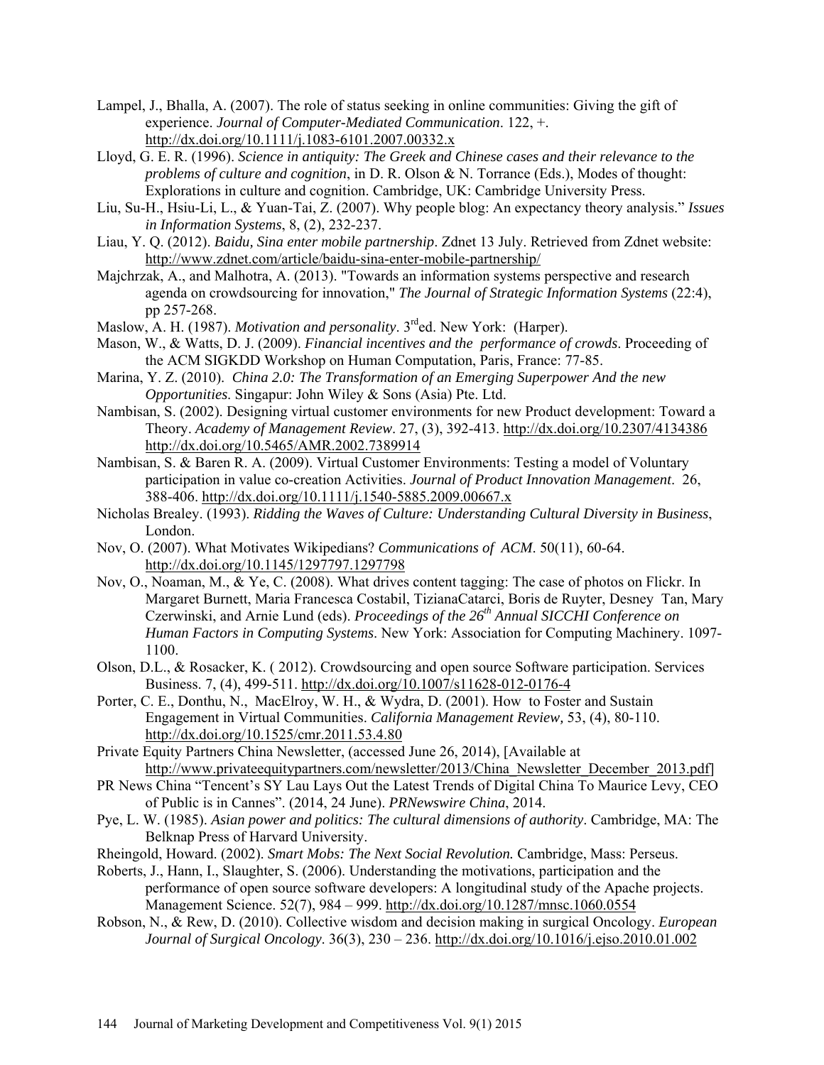Lampel, J., Bhalla, A. (2007). The role of status seeking in online communities: Giving the gift of experience. *Journal of Computer-Mediated Communication*. 122, +. http://dx.doi.org/10.1111/j.1083-6101.2007.00332.x

Lloyd, G. E. R. (1996). *Science in antiquity: The Greek and Chinese cases and their relevance to the problems of culture and cognition*, in D. R. Olson & N. Torrance (Eds.), Modes of thought: Explorations in culture and cognition. Cambridge, UK: Cambridge University Press.

Liu, Su-H., Hsiu-Li, L., & Yuan-Tai, Z. (2007). Why people blog: An expectancy theory analysis." *Issues in Information Systems*, 8, (2), 232-237.

Liau, Y. Q. (2012). *Baidu, Sina enter mobile partnership*. Zdnet 13 July. Retrieved from Zdnet website: http://www.zdnet.com/article/baidu-sina-enter-mobile-partnership/

Majchrzak, A., and Malhotra, A. (2013). "Towards an information systems perspective and research agenda on crowdsourcing for innovation," *The Journal of Strategic Information Systems* (22:4), pp 257-268.

Maslow, A. H. (1987). *Motivation and personality*. 3rd ed. New York: (Harper).

Mason, W., & Watts, D. J. (2009). *Financial incentives and the performance of crowds*. Proceeding of the ACM SIGKDD Workshop on Human Computation, Paris, France: 77-85.

Marina, Y. Z. (2010). *China 2.0: The Transformation of an Emerging Superpower And the new Opportunities*. Singapur: John Wiley & Sons (Asia) Pte. Ltd.

Nambisan, S. (2002). Designing virtual customer environments for new Product development: Toward a Theory. *Academy of Management Review*. 27, (3), 392-413. http://dx.doi.org/10.2307/4134386 http://dx.doi.org/10.5465/AMR.2002.7389914

Nambisan, S. & Baren R. A. (2009). Virtual Customer Environments: Testing a model of Voluntary participation in value co-creation Activities. *Journal of Product Innovation Management*. 26, 388-406. http://dx.doi.org/10.1111/j.1540-5885.2009.00667.x

Nicholas Brealey. (1993). *Ridding the Waves of Culture: Understanding Cultural Diversity in Business*, London.

Nov, O. (2007). What Motivates Wikipedians? *Communications of ACM*. 50(11), 60-64. http://dx.doi.org/10.1145/1297797.1297798

Nov, O., Noaman, M., & Ye, C. (2008). What drives content tagging: The case of photos on Flickr. In Margaret Burnett, Maria Francesca Costabil, TizianaCatarci, Boris de Ruyter, Desney Tan, Mary Czerwinski, and Arnie Lund (eds). *Proceedings of the 26th Annual SICCHI Conference on Human Factors in Computing Systems*. New York: Association for Computing Machinery. 1097-1100.

Olson, D.L., & Rosacker, K. ( 2012). Crowdsourcing and open source Software participation. Services Business. 7, (4), 499-511. http://dx.doi.org/10.1007/s11628-012-0176-4

Porter, C. E., Donthu, N., MacElroy, W. H., & Wydra, D. (2001). How to Foster and Sustain Engagement in Virtual Communities. *California Management Review,* 53, (4), 80-110. http://dx.doi.org/10.1525/cmr.2011.53.4.80

Private Equity Partners China Newsletter, (accessed June 26, 2014), [Available at http://www.privateequitypartners.com/newsletter/2013/China_Newsletter_December_2013.pdf]

PR News China "Tencent's SY Lau Lays Out the Latest Trends of Digital China To Maurice Levy, CEO of Public is in Cannes". (2014, 24 June). *PRNewswire China*, 2014.

Pye, L. W. (1985). *Asian power and politics: The cultural dimensions of authority*. Cambridge, MA: The Belknap Press of Harvard University.

Rheingold, Howard. (2002). *Smart Mobs: The Next Social Revolution.* Cambridge, Mass: Perseus.

Roberts, J., Hann, I., Slaughter, S. (2006). Understanding the motivations, participation and the performance of open source software developers: A longitudinal study of the Apache projects. Management Science. 52(7), 984 – 999. http://dx.doi.org/10.1287/mnsc.1060.0554

Robson, N., & Rew, D. (2010). Collective wisdom and decision making in surgical Oncology. *European Journal of Surgical Oncology*. 36(3), 230 – 236. http://dx.doi.org/10.1016/j.ejso.2010.01.002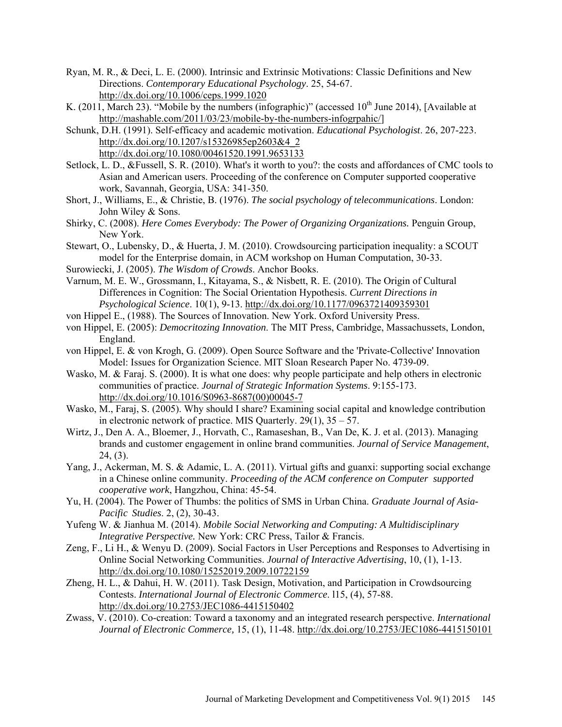Ryan, M. R., & Deci, L. E. (2000). Intrinsic and Extrinsic Motivations: Classic Definitions and New Directions. *Contemporary Educational Psychology*. 25, 54-67. http://dx.doi.org/10.1006/ceps.1999.1020

K. (2011, March 23). "Mobile by the numbers (infographic)" (accessed 10th June 2014), [Available at http://mashable.com/2011/03/23/mobile-by-the-numbers-infogrpahic/]

Schunk, D.H. (1991). Self-efficacy and academic motivation. *Educational Psychologist*. 26, 207-223. http://dx.doi.org/10.1207/s15326985ep2603&4_2 http://dx.doi.org/10.1080/00461520.1991.9653133

Setlock, L. D., &Fussell, S. R. (2010). What's it worth to you?: the costs and affordances of CMC tools to Asian and American users. Proceeding of the conference on Computer supported cooperative work, Savannah, Georgia, USA: 341-350.

Short, J., Williams, E., & Christie, B. (1976). *The social psychology of telecommunications*. London: John Wiley & Sons.

Shirky, C. (2008). *Here Comes Everybody: The Power of Organizing Organizations.* Penguin Group, New York.

Stewart, O., Lubensky, D., & Huerta, J. M. (2010). Crowdsourcing participation inequality: a SCOUT model for the Enterprise domain, in ACM workshop on Human Computation, 30-33.

Surowiecki, J. (2005). *The Wisdom of Crowds*. Anchor Books.

Varnum, M. E. W., Grossmann, I., Kitayama, S., & Nisbett, R. E. (2010). The Origin of Cultural Differences in Cognition: The Social Orientation Hypothesis. *Current Directions in Psychological Science*. 10(1), 9-13. http://dx.doi.org/10.1177/0963721409359301

von Hippel E., (1988). The Sources of Innovation. New York. Oxford University Press.

von Hippel, E. (2005): *Democritozing Innovation*. The MIT Press, Cambridge, Massachussets, London, England.

von Hippel, E. & von Krogh, G. (2009). Open Source Software and the 'Private-Collective' Innovation Model: Issues for Organization Science. MIT Sloan Research Paper No. 4739-09.

Wasko, M. & Faraj. S. (2000). It is what one does: why people participate and help others in electronic communities of practice. *Journal of Strategic Information Systems*. 9:155-173. http://dx.doi.org/10.1016/S0963-8687(00)00045-7

Wasko, M., Faraj, S. (2005). Why should I share? Examining social capital and knowledge contribution in electronic network of practice. MIS Quarterly. 29(1), 35 – 57.

Wirtz, J., Den A. A., Bloemer, J., Horvath, C., Ramaseshan, B., Van De, K. J. et al. (2013). Managing brands and customer engagement in online brand communities. *Journal of Service Management*, 24, (3).

Yang, J., Ackerman, M. S. & Adamic, L. A. (2011). Virtual gifts and guanxi: supporting social exchange in a Chinese online community. *Proceeding of the ACM conference on Computer supported cooperative work*, Hangzhou, China: 45-54.

Yu, H. (2004). The Power of Thumbs: the politics of SMS in Urban China. *Graduate Journal of Asia-Pacific Studies*. 2, (2), 30-43.

Yufeng W. & Jianhua M. (2014). *Mobile Social Networking and Computing: A Multidisciplinary Integrative Perspective.* New York: CRC Press, Tailor & Francis.

Zeng, F., Li H., & Wenyu D. (2009). Social Factors in User Perceptions and Responses to Advertising in Online Social Networking Communities. *Journal of Interactive Advertising*, 10, (1), 1-13. http://dx.doi.org/10.1080/15252019.2009.10722159

Zheng, H. L., & Dahui, H. W. (2011). Task Design, Motivation, and Participation in Crowdsourcing Contests. *International Journal of Electronic Commerce*. l15, (4), 57-88. http://dx.doi.org/10.2753/JEC1086-4415150402

Zwass, V. (2010). Co-creation: Toward a taxonomy and an integrated research perspective. *International Journal of Electronic Commerce,* 15, (1), 11-48. http://dx.doi.org/10.2753/JEC1086-4415150101